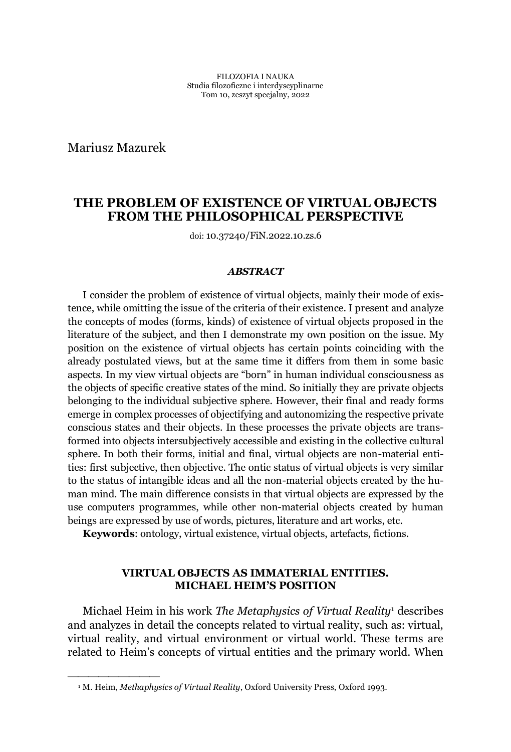Mariusz Mazurek

# THE PROBLEM OF EXISTENCE OF VIRTUAL OBJECTS FROM THE PHILOSOPHICAL PERSPECTIVE

doi: 10.37240/FiN.2022.10.zs.6

### *ABSTRACT*

I consider the problem of existence of virtual objects, mainly their mode of existence, while omitting the issue of the criteria of their existence. I present and analyze the concepts of modes (forms, kinds) of existence of virtual objects proposed in the literature of the subject, and then I demonstrate my own position on the issue. My position on the existence of virtual objects has certain points coinciding with the already postulated views, but at the same time it differs from them in some basic aspects. In my view virtual objects are "born" in human individual consciousness as the objects of specific creative states of the mind. So initially they are private objects belonging to the individual subjective sphere. However, their final and ready forms emerge in complex processes of objectifying and autonomizing the respective private conscious states and their objects. In these processes the private objects are transformed into objects intersubjectively accessible and existing in the collective cultural sphere. In both their forms, initial and final, virtual objects are non-material entities: first subjective, then objective. The ontic status of virtual objects is very similar to the status of intangible ideas and all the non-material objects created by the human mind. The main difference consists in that virtual objects are expressed by the use computers programmes, while other non-material objects created by human beings are expressed by use of words, pictures, literature and art works, etc.

**Keywords**: ontology, virtual existence, virtual objects, artefacts, fictions.

## VIRTUAL OBJECTS AS IMMATERIAL ENTITIES. MICHAEL HEIM'S POSITION

Michael Heim in his work *The Metaphysics of Virtual Reality*[1] describes and analyzes in detail the concepts related to virtual reality, such as: virtual, virtual reality, and virtual environment or virtual world. These terms are related to Heim's concepts of virtual entities and the primary world. When

---

[1] M. Heim, *Methaphysics of Virtual Reality*, Oxford University Press, Oxford 1993.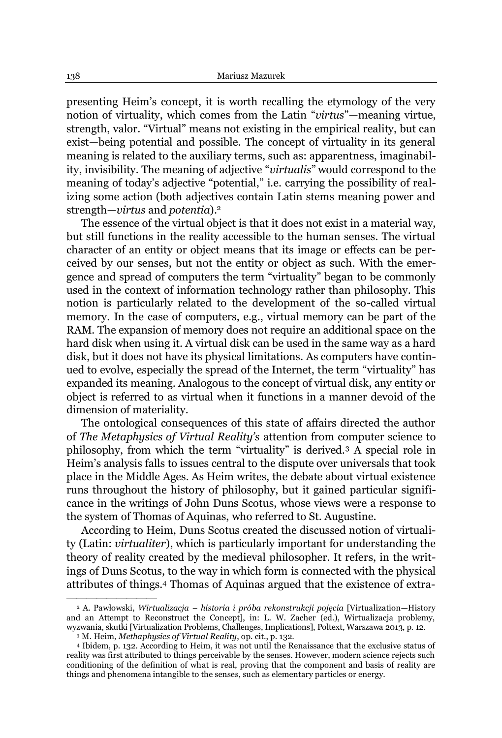presenting Heim's concept, it is worth recalling the etymology of the very notion of virtuality, which comes from the Latin "*virtus*"—meaning virtue, strength, valor. "Virtual" means not existing in the empirical reality, but can exist—being potential and possible. The concept of virtuality in its general meaning is related to the auxiliary terms, such as: apparentness, imaginability, invisibility. The meaning of adjective "*virtualis*" would correspond to the meaning of today's adjective "potential," i.e. carrying the possibility of realizing some action (both adjectives contain Latin stems meaning power and strength—*virtus* and *potentia*).[2]

The essence of the virtual object is that it does not exist in a material way, but still functions in the reality accessible to the human senses. The virtual character of an entity or object means that its image or effects can be perceived by our senses, but not the entity or object as such. With the emergence and spread of computers the term "virtuality" began to be commonly used in the context of information technology rather than philosophy. This notion is particularly related to the development of the so-called virtual memory. In the case of computers, e.g., virtual memory can be part of the RAM. The expansion of memory does not require an additional space on the hard disk when using it. A virtual disk can be used in the same way as a hard disk, but it does not have its physical limitations. As computers have continued to evolve, especially the spread of the Internet, the term "virtuality" has expanded its meaning. Analogous to the concept of virtual disk, any entity or object is referred to as virtual when it functions in a manner devoid of the dimension of materiality.

The ontological consequences of this state of affairs directed the author of *The Metaphysics of Virtual Reality's* attention from computer science to philosophy, from which the term "virtuality" is derived.[3] A special role in Heim's analysis falls to issues central to the dispute over universals that took place in the Middle Ages. As Heim writes, the debate about virtual existence runs throughout the history of philosophy, but it gained particular significance in the writings of John Duns Scotus, whose views were a response to the system of Thomas of Aquinas, who referred to St. Augustine.

According to Heim, Duns Scotus created the discussed notion of virtuality (Latin: *virtualiter*), which is particularly important for understanding the theory of reality created by the medieval philosopher. It refers, in the writings of Duns Scotus, to the way in which form is connected with the physical attributes of things.[4] Thomas of Aquinas argued that the existence of extra-

---

[2] A. Pawłowski, *Wirtualizacja – historia i próba rekonstrukcji pojęcia* [Virtualization—History and an Attempt to Reconstruct the Concept], in: L. W. Zacher (ed.), Wirtualizacja problemy, wyzwania, skutki [Virtualization Problems, Challenges, Implications], Poltext, Warszawa 2013, p. 12.

[3] M. Heim, *Methaphysics of Virtual Reality*, op. cit., p. 132.

[4] Ibidem, p. 132. According to Heim, it was not until the Renaissance that the exclusive status of reality was first attributed to things perceivable by the senses. However, modern science rejects such conditioning of the definition of what is real, proving that the component and basis of reality are things and phenomena intangible to the senses, such as elementary particles or energy.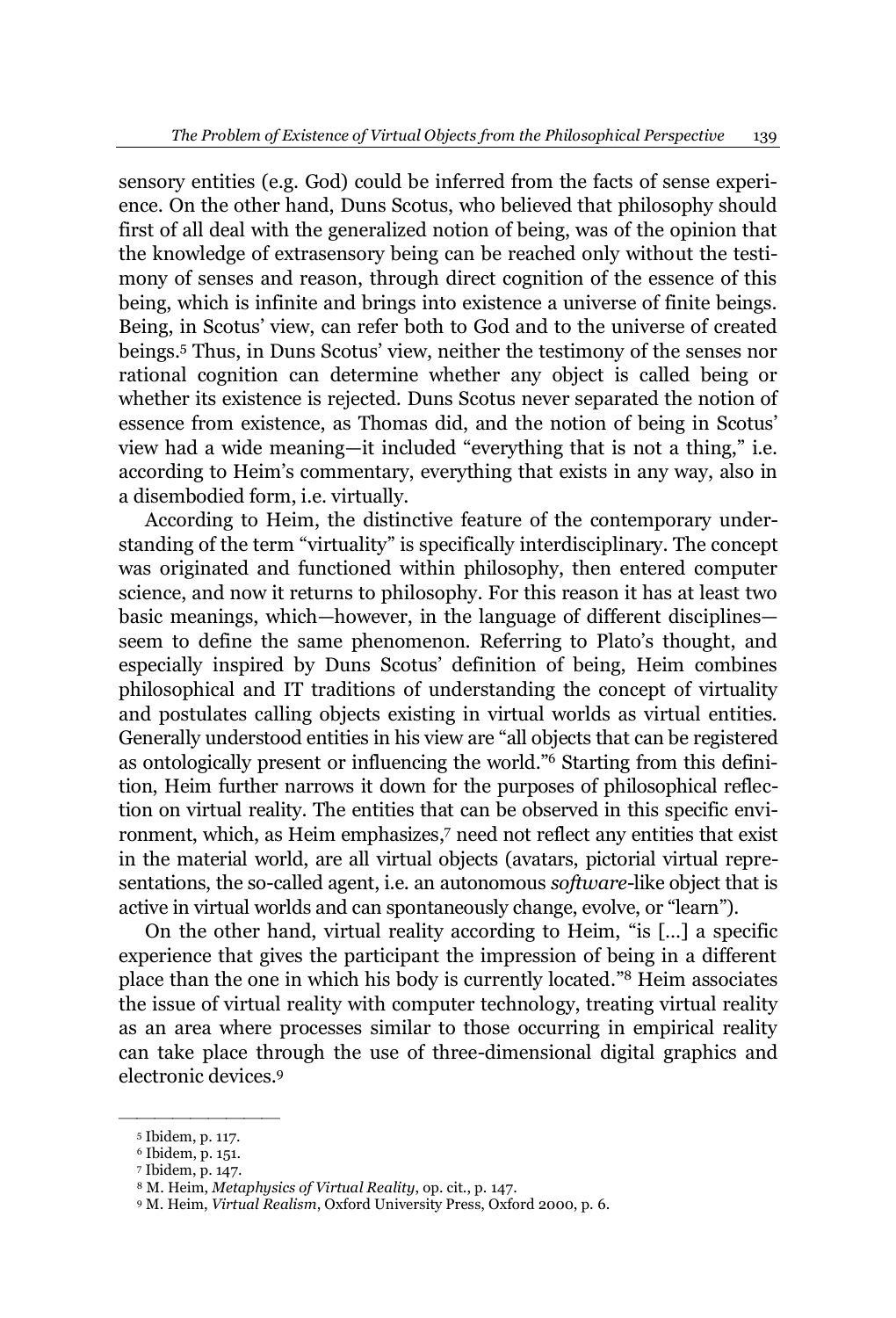sensory entities (e.g. God) could be inferred from the facts of sense experience. On the other hand, Duns Scotus, who believed that philosophy should first of all deal with the generalized notion of being, was of the opinion that the knowledge of extrasensory being can be reached only without the testimony of senses and reason, through direct cognition of the essence of this being, which is infinite and brings into existence a universe of finite beings. Being, in Scotus' view, can refer both to God and to the universe of created beings.[5] Thus, in Duns Scotus' view, neither the testimony of the senses nor rational cognition can determine whether any object is called being or whether its existence is rejected. Duns Scotus never separated the notion of essence from existence, as Thomas did, and the notion of being in Scotus' view had a wide meaning—it included "everything that is not a thing," i.e. according to Heim's commentary, everything that exists in any way, also in a disembodied form, i.e. virtually.

According to Heim, the distinctive feature of the contemporary understanding of the term "virtuality" is specifically interdisciplinary. The concept was originated and functioned within philosophy, then entered computer science, and now it returns to philosophy. For this reason it has at least two basic meanings, which—however, in the language of different disciplines—seem to define the same phenomenon. Referring to Plato's thought, and especially inspired by Duns Scotus' definition of being, Heim combines philosophical and IT traditions of understanding the concept of virtuality and postulates calling objects existing in virtual worlds as virtual entities. Generally understood entities in his view are "all objects that can be registered as ontologically present or influencing the world."[6] Starting from this definition, Heim further narrows it down for the purposes of philosophical reflection on virtual reality. The entities that can be observed in this specific environment, which, as Heim emphasizes,[7] need not reflect any entities that exist in the material world, are all virtual objects (avatars, pictorial virtual representations, the so-called agent, i.e. an autonomous *software*-like object that is active in virtual worlds and can spontaneously change, evolve, or "learn").

On the other hand, virtual reality according to Heim, "is [...] a specific experience that gives the participant the impression of being in a different place than the one in which his body is currently located."[8] Heim associates the issue of virtual reality with computer technology, treating virtual reality as an area where processes similar to those occurring in empirical reality can take place through the use of three-dimensional digital graphics and electronic devices.[9]

---

[5] Ibidem, p. 117.

[6] Ibidem, p. 151.

[7] Ibidem, p. 147.

[8] M. Heim, *Metaphysics of Virtual Reality*, op. cit., p. 147.

[9] M. Heim, *Virtual Realism*, Oxford University Press, Oxford 2000, p. 6.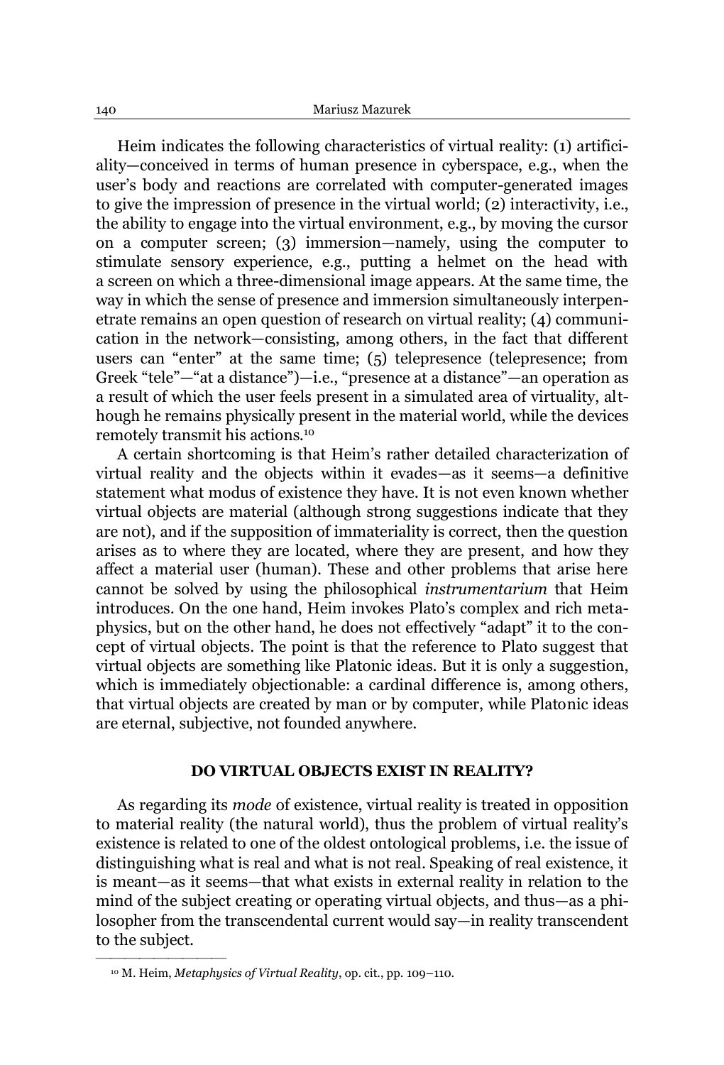Heim indicates the following characteristics of virtual reality: (1) artificiality—conceived in terms of human presence in cyberspace, e.g., when the user's body and reactions are correlated with computer-generated images to give the impression of presence in the virtual world; (2) interactivity, i.e., the ability to engage into the virtual environment, e.g., by moving the cursor on a computer screen; (3) immersion—namely, using the computer to stimulate sensory experience, e.g., putting a helmet on the head with a screen on which a three-dimensional image appears. At the same time, the way in which the sense of presence and immersion simultaneously interpenetrate remains an open question of research on virtual reality; (4) communication in the network—consisting, among others, in the fact that different users can "enter" at the same time; (5) telepresence (telepresence; from Greek "tele"—"at a distance")—i.e., "presence at a distance"—an operation as a result of which the user feels present in a simulated area of virtuality, although he remains physically present in the material world, while the devices remotely transmit his actions.[10]

A certain shortcoming is that Heim's rather detailed characterization of virtual reality and the objects within it evades—as it seems—a definitive statement what modus of existence they have. It is not even known whether virtual objects are material (although strong suggestions indicate that they are not), and if the supposition of immateriality is correct, then the question arises as to where they are located, where they are present, and how they affect a material user (human). These and other problems that arise here cannot be solved by using the philosophical *instrumentarium* that Heim introduces. On the one hand, Heim invokes Plato's complex and rich metaphysics, but on the other hand, he does not effectively "adapt" it to the concept of virtual objects. The point is that the reference to Plato suggest that virtual objects are something like Platonic ideas. But it is only a suggestion, which is immediately objectionable: a cardinal difference is, among others, that virtual objects are created by man or by computer, while Platonic ideas are eternal, subjective, not founded anywhere.

## DO VIRTUAL OBJECTS EXIST IN REALITY?

As regarding its *mode* of existence, virtual reality is treated in opposition to material reality (the natural world), thus the problem of virtual reality's existence is related to one of the oldest ontological problems, i.e. the issue of distinguishing what is real and what is not real. Speaking of real existence, it is meant—as it seems—that what exists in external reality in relation to the mind of the subject creating or operating virtual objects, and thus—as a philosopher from the transcendental current would say—in reality transcendent to the subject.

---

[10] M. Heim, *Metaphysics of Virtual Reality*, op. cit., pp. 109–110.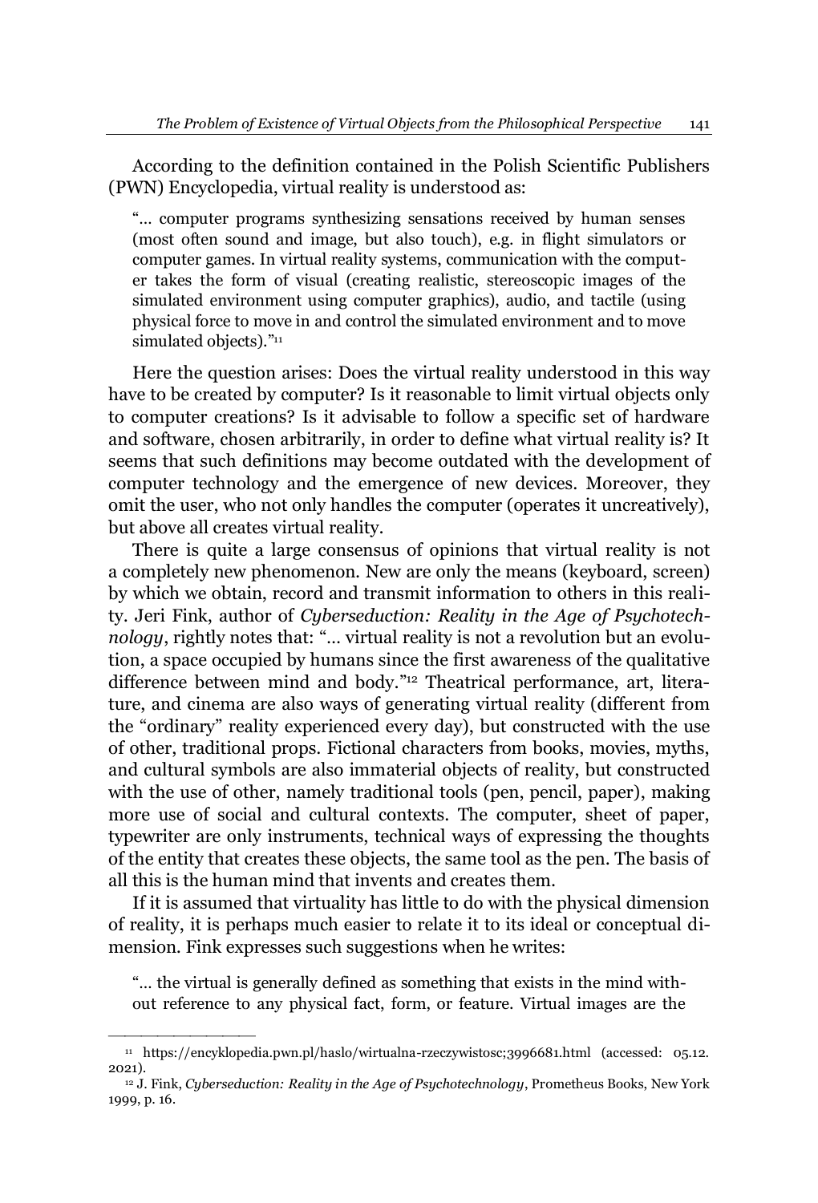According to the definition contained in the Polish Scientific Publishers (PWN) Encyclopedia, virtual reality is understood as:

> "… computer programs synthesizing sensations received by human senses (most often sound and image, but also touch), e.g. in flight simulators or computer games. In virtual reality systems, communication with the computer takes the form of visual (creating realistic, stereoscopic images of the simulated environment using computer graphics), audio, and tactile (using physical force to move in and control the simulated environment and to move simulated objects)."[11]

Here the question arises: Does the virtual reality understood in this way have to be created by computer? Is it reasonable to limit virtual objects only to computer creations? Is it advisable to follow a specific set of hardware and software, chosen arbitrarily, in order to define what virtual reality is? It seems that such definitions may become outdated with the development of computer technology and the emergence of new devices. Moreover, they omit the user, who not only handles the computer (operates it uncreatively), but above all creates virtual reality.

There is quite a large consensus of opinions that virtual reality is not a completely new phenomenon. New are only the means (keyboard, screen) by which we obtain, record and transmit information to others in this reality. Jeri Fink, author of *Cyberseduction: Reality in the Age of Psychotechnology*, rightly notes that: "… virtual reality is not a revolution but an evolution, a space occupied by humans since the first awareness of the qualitative difference between mind and body."[12] Theatrical performance, art, literature, and cinema are also ways of generating virtual reality (different from the "ordinary" reality experienced every day), but constructed with the use of other, traditional props. Fictional characters from books, movies, myths, and cultural symbols are also immaterial objects of reality, but constructed with the use of other, namely traditional tools (pen, pencil, paper), making more use of social and cultural contexts. The computer, sheet of paper, typewriter are only instruments, technical ways of expressing the thoughts of the entity that creates these objects, the same tool as the pen. The basis of all this is the human mind that invents and creates them.

If it is assumed that virtuality has little to do with the physical dimension of reality, it is perhaps much easier to relate it to its ideal or conceptual dimension. Fink expresses such suggestions when he writes:

> "… the virtual is generally defined as something that exists in the mind without reference to any physical fact, form, or feature. Virtual images are the

---

[11] https://encyklopedia.pwn.pl/haslo/wirtualna-rzeczywistosc;3996681.html (accessed: 05.12.2021).

[12] J. Fink, *Cyberseduction: Reality in the Age of Psychotechnology*, Prometheus Books, New York 1999, p. 16.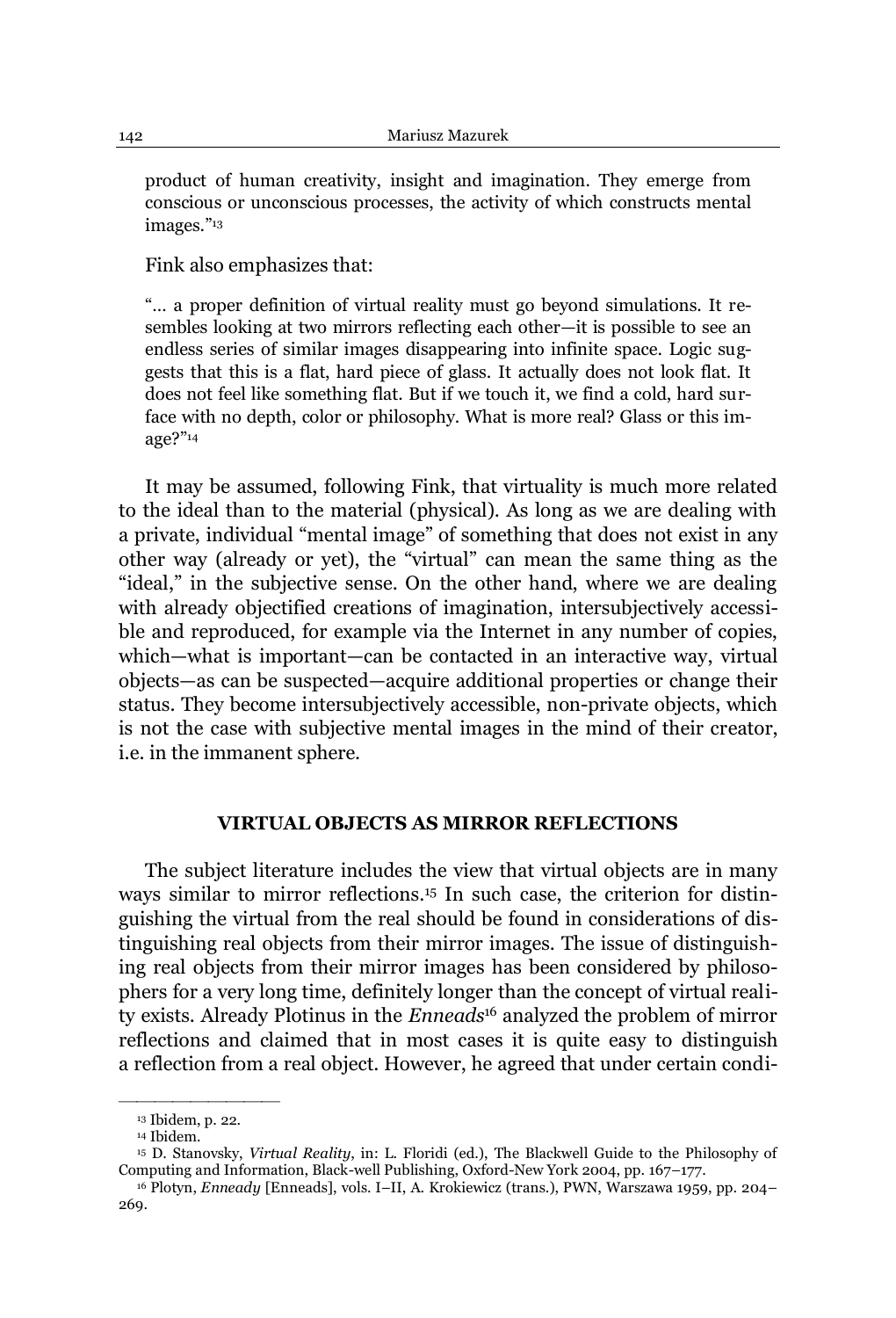product of human creativity, insight and imagination. They emerge from conscious or unconscious processes, the activity of which constructs mental images."[13]

Fink also emphasizes that:

"… a proper definition of virtual reality must go beyond simulations. It resembles looking at two mirrors reflecting each other—it is possible to see an endless series of similar images disappearing into infinite space. Logic suggests that this is a flat, hard piece of glass. It actually does not look flat. It does not feel like something flat. But if we touch it, we find a cold, hard surface with no depth, color or philosophy. What is more real? Glass or this image?"[14]

It may be assumed, following Fink, that virtuality is much more related to the ideal than to the material (physical). As long as we are dealing with a private, individual "mental image" of something that does not exist in any other way (already or yet), the "virtual" can mean the same thing as the "ideal," in the subjective sense. On the other hand, where we are dealing with already objectified creations of imagination, intersubjectively accessible and reproduced, for example via the Internet in any number of copies, which—what is important—can be contacted in an interactive way, virtual objects—as can be suspected—acquire additional properties or change their status. They become intersubjectively accessible, non-private objects, which is not the case with subjective mental images in the mind of their creator, i.e. in the immanent sphere.

## VIRTUAL OBJECTS AS MIRROR REFLECTIONS

The subject literature includes the view that virtual objects are in many ways similar to mirror reflections.[15] In such case, the criterion for distinguishing the virtual from the real should be found in considerations of distinguishing real objects from their mirror images. The issue of distinguishing real objects from their mirror images has been considered by philosophers for a very long time, definitely longer than the concept of virtual reality exists. Already Plotinus in the *Enneads*[16] analyzed the problem of mirror reflections and claimed that in most cases it is quite easy to distinguish a reflection from a real object. However, he agreed that under certain condi-

---

[13] Ibidem, p. 22.

[14] Ibidem.

[15] D. Stanovsky, *Virtual Reality*, in: L. Floridi (ed.), The Blackwell Guide to the Philosophy of Computing and Information, Black-well Publishing, Oxford-New York 2004, pp. 167–177.

[16] Plotyn, *Enneady* [Enneads], vols. I–II, A. Krokiewicz (trans.), PWN, Warszawa 1959, pp. 204–269.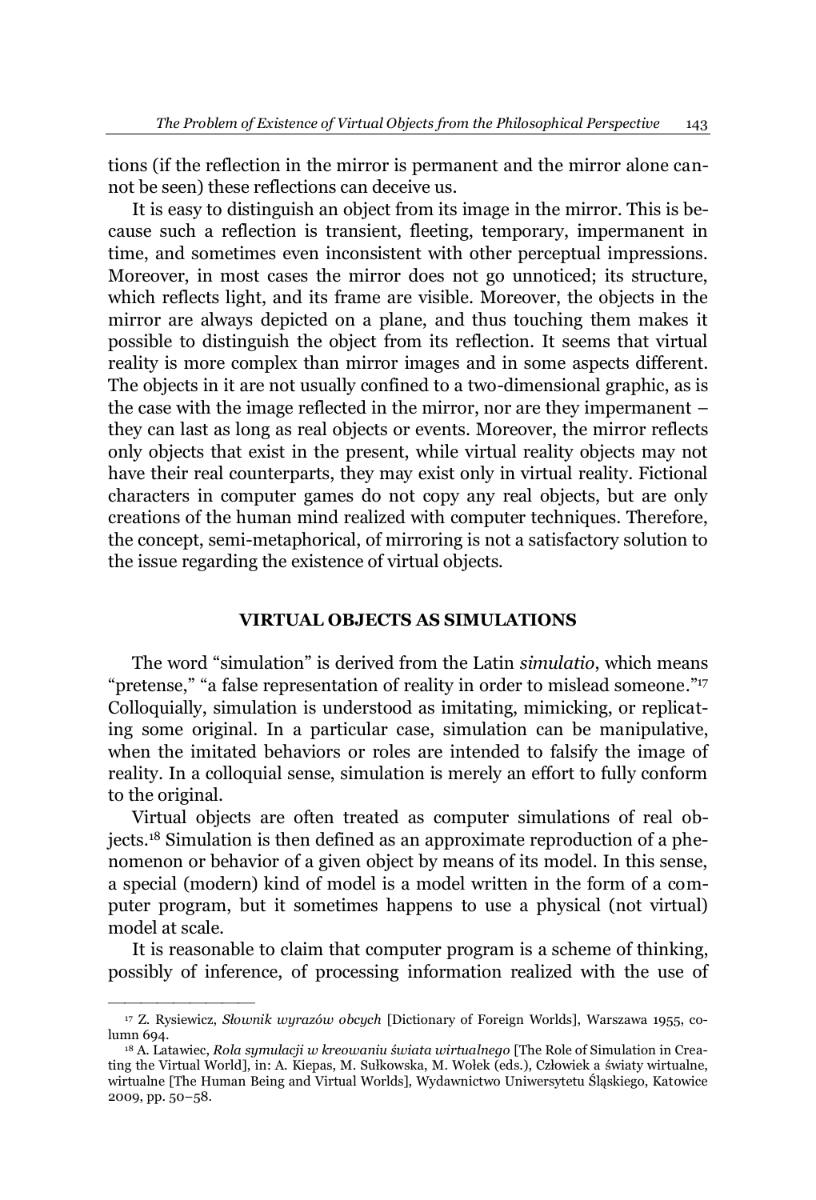tions (if the reflection in the mirror is permanent and the mirror alone cannot be seen) these reflections can deceive us.

It is easy to distinguish an object from its image in the mirror. This is because such a reflection is transient, fleeting, temporary, impermanent in time, and sometimes even inconsistent with other perceptual impressions. Moreover, in most cases the mirror does not go unnoticed; its structure, which reflects light, and its frame are visible. Moreover, the objects in the mirror are always depicted on a plane, and thus touching them makes it possible to distinguish the object from its reflection. It seems that virtual reality is more complex than mirror images and in some aspects different. The objects in it are not usually confined to a two-dimensional graphic, as is the case with the image reflected in the mirror, nor are they impermanent – they can last as long as real objects or events. Moreover, the mirror reflects only objects that exist in the present, while virtual reality objects may not have their real counterparts, they may exist only in virtual reality. Fictional characters in computer games do not copy any real objects, but are only creations of the human mind realized with computer techniques. Therefore, the concept, semi-metaphorical, of mirroring is not a satisfactory solution to the issue regarding the existence of virtual objects.

## VIRTUAL OBJECTS AS SIMULATIONS

The word "simulation" is derived from the Latin *simulatio*, which means "pretense," "a false representation of reality in order to mislead someone."[17] Colloquially, simulation is understood as imitating, mimicking, or replicating some original. In a particular case, simulation can be manipulative, when the imitated behaviors or roles are intended to falsify the image of reality. In a colloquial sense, simulation is merely an effort to fully conform to the original.

Virtual objects are often treated as computer simulations of real objects.[18] Simulation is then defined as an approximate reproduction of a phenomenon or behavior of a given object by means of its model. In this sense, a special (modern) kind of model is a model written in the form of a computer program, but it sometimes happens to use a physical (not virtual) model at scale.

It is reasonable to claim that computer program is a scheme of thinking, possibly of inference, of processing information realized with the use of

---

[17] Z. Rysiewicz, *Słownik wyrazów obcych* [Dictionary of Foreign Worlds], Warszawa 1955, column 694.

[18] A. Latawiec, *Rola symulacji w kreowaniu świata wirtualnego* [The Role of Simulation in Creating the Virtual World], in: A. Kiepas, M. Sułkowska, M. Wołek (eds.), Człowiek a światy wirtualne, wirtualne [The Human Being and Virtual Worlds], Wydawnictwo Uniwersytetu Śląskiego, Katowice 2009, pp. 50–58.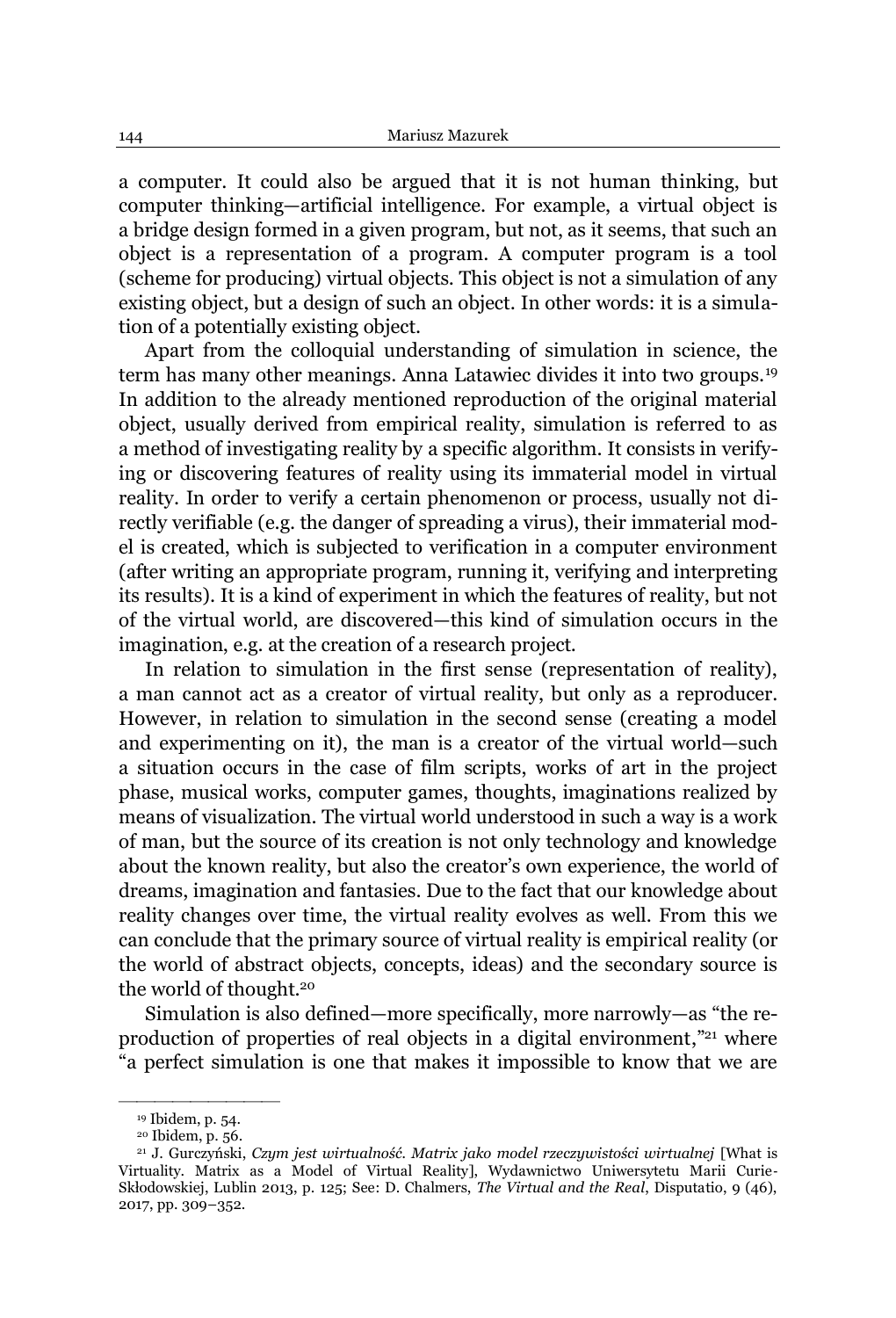a computer. It could also be argued that it is not human thinking, but computer thinking—artificial intelligence. For example, a virtual object is a bridge design formed in a given program, but not, as it seems, that such an object is a representation of a program. A computer program is a tool (scheme for producing) virtual objects. This object is not a simulation of any existing object, but a design of such an object. In other words: it is a simulation of a potentially existing object.

Apart from the colloquial understanding of simulation in science, the term has many other meanings. Anna Latawiec divides it into two groups.[19] In addition to the already mentioned reproduction of the original material object, usually derived from empirical reality, simulation is referred to as a method of investigating reality by a specific algorithm. It consists in verifying or discovering features of reality using its immaterial model in virtual reality. In order to verify a certain phenomenon or process, usually not directly verifiable (e.g. the danger of spreading a virus), their immaterial model is created, which is subjected to verification in a computer environment (after writing an appropriate program, running it, verifying and interpreting its results). It is a kind of experiment in which the features of reality, but not of the virtual world, are discovered—this kind of simulation occurs in the imagination, e.g. at the creation of a research project.

In relation to simulation in the first sense (representation of reality), a man cannot act as a creator of virtual reality, but only as a reproducer. However, in relation to simulation in the second sense (creating a model and experimenting on it), the man is a creator of the virtual world—such a situation occurs in the case of film scripts, works of art in the project phase, musical works, computer games, thoughts, imaginations realized by means of visualization. The virtual world understood in such a way is a work of man, but the source of its creation is not only technology and knowledge about the known reality, but also the creator's own experience, the world of dreams, imagination and fantasies. Due to the fact that our knowledge about reality changes over time, the virtual reality evolves as well. From this we can conclude that the primary source of virtual reality is empirical reality (or the world of abstract objects, concepts, ideas) and the secondary source is the world of thought.[20]

Simulation is also defined—more specifically, more narrowly—as "the reproduction of properties of real objects in a digital environment,"[21] where "a perfect simulation is one that makes it impossible to know that we are

---

[19] Ibidem, p. 54.

[20] Ibidem, p. 56.

[21] J. Gurczyński, *Czym jest wirtualność. Matrix jako model rzeczywistości wirtualnej* [What is Virtuality. Matrix as a Model of Virtual Reality], Wydawnictwo Uniwersytetu Marii Curie-Skłodowskiej, Lublin 2013, p. 125; See: D. Chalmers, *The Virtual and the Real*, Disputatio, 9 (46), 2017, pp. 309–352.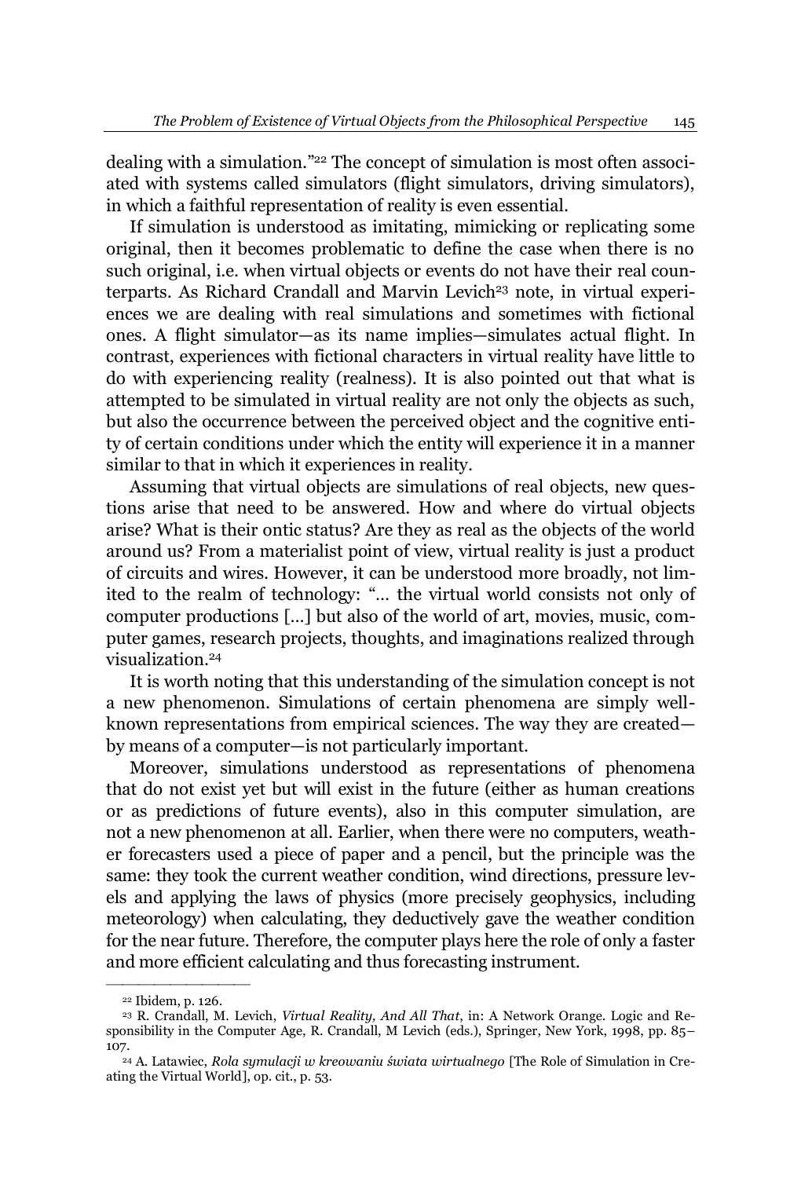dealing with a simulation."[22] The concept of simulation is most often associated with systems called simulators (flight simulators, driving simulators), in which a faithful representation of reality is even essential.

If simulation is understood as imitating, mimicking or replicating some original, then it becomes problematic to define the case when there is no such original, i.e. when virtual objects or events do not have their real counterparts. As Richard Crandall and Marvin Levich[23] note, in virtual experiences we are dealing with real simulations and sometimes with fictional ones. A flight simulator—as its name implies—simulates actual flight. In contrast, experiences with fictional characters in virtual reality have little to do with experiencing reality (realness). It is also pointed out that what is attempted to be simulated in virtual reality are not only the objects as such, but also the occurrence between the perceived object and the cognitive entity of certain conditions under which the entity will experience it in a manner similar to that in which it experiences in reality.

Assuming that virtual objects are simulations of real objects, new questions arise that need to be answered. How and where do virtual objects arise? What is their ontic status? Are they as real as the objects of the world around us? From a materialist point of view, virtual reality is just a product of circuits and wires. However, it can be understood more broadly, not limited to the realm of technology: "… the virtual world consists not only of computer productions […] but also of the world of art, movies, music, computer games, research projects, thoughts, and imaginations realized through visualization.[24]

It is worth noting that this understanding of the simulation concept is not a new phenomenon. Simulations of certain phenomena are simply well-known representations from empirical sciences. The way they are created—by means of a computer—is not particularly important.

Moreover, simulations understood as representations of phenomena that do not exist yet but will exist in the future (either as human creations or as predictions of future events), also in this computer simulation, are not a new phenomenon at all. Earlier, when there were no computers, weather forecasters used a piece of paper and a pencil, but the principle was the same: they took the current weather condition, wind directions, pressure levels and applying the laws of physics (more precisely geophysics, including meteorology) when calculating, they deductively gave the weather condition for the near future. Therefore, the computer plays here the role of only a faster and more efficient calculating and thus forecasting instrument.

---

[22] Ibidem, p. 126.

[23] R. Crandall, M. Levich, *Virtual Reality, And All That*, in: A Network Orange. Logic and Responsibility in the Computer Age, R. Crandall, M Levich (eds.), Springer, New York, 1998, pp. 85–107.

[24] A. Latawiec, *Rola symulacji w kreowaniu świata wirtualnego* [The Role of Simulation in Creating the Virtual World], op. cit., p. 53.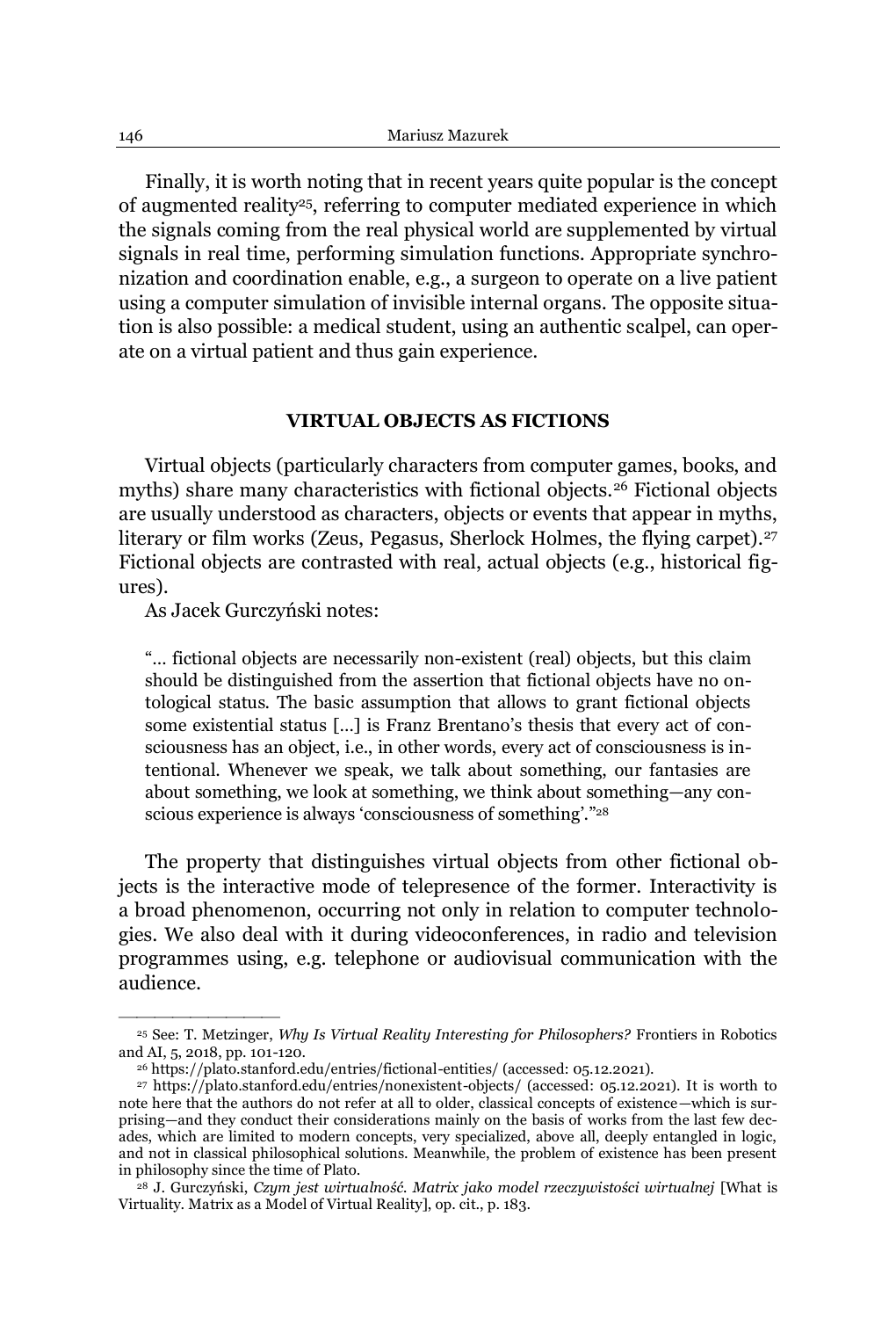Finally, it is worth noting that in recent years quite popular is the concept of augmented reality[25], referring to computer mediated experience in which the signals coming from the real physical world are supplemented by virtual signals in real time, performing simulation functions. Appropriate synchronization and coordination enable, e.g., a surgeon to operate on a live patient using a computer simulation of invisible internal organs. The opposite situation is also possible: a medical student, using an authentic scalpel, can operate on a virtual patient and thus gain experience.

## VIRTUAL OBJECTS AS FICTIONS

Virtual objects (particularly characters from computer games, books, and myths) share many characteristics with fictional objects.[26] Fictional objects are usually understood as characters, objects or events that appear in myths, literary or film works (Zeus, Pegasus, Sherlock Holmes, the flying carpet).[27] Fictional objects are contrasted with real, actual objects (e.g., historical figures).

As Jacek Gurczyński notes:

> "… fictional objects are necessarily non-existent (real) objects, but this claim should be distinguished from the assertion that fictional objects have no ontological status. The basic assumption that allows to grant fictional objects some existential status […] is Franz Brentano's thesis that every act of consciousness has an object, i.e., in other words, every act of consciousness is intentional. Whenever we speak, we talk about something, our fantasies are about something, we look at something, we think about something—any conscious experience is always 'consciousness of something'."[28]

The property that distinguishes virtual objects from other fictional objects is the interactive mode of telepresence of the former. Interactivity is a broad phenomenon, occurring not only in relation to computer technologies. We also deal with it during videoconferences, in radio and television programmes using, e.g. telephone or audiovisual communication with the audience.

---

[25] See: T. Metzinger, *Why Is Virtual Reality Interesting for Philosophers?* Frontiers in Robotics and AI, 5, 2018, pp. 101-120.

[26] https://plato.stanford.edu/entries/fictional-entities/ (accessed: 05.12.2021).

[27] https://plato.stanford.edu/entries/nonexistent-objects/ (accessed: 05.12.2021). It is worth to note here that the authors do not refer at all to older, classical concepts of existence—which is surprising—and they conduct their considerations mainly on the basis of works from the last few decades, which are limited to modern concepts, very specialized, above all, deeply entangled in logic, and not in classical philosophical solutions. Meanwhile, the problem of existence has been present in philosophy since the time of Plato.

[28] J. Gurczyński, *Czym jest wirtualność. Matrix jako model rzeczywistości wirtualnej* [What is Virtuality. Matrix as a Model of Virtual Reality], op. cit., p. 183.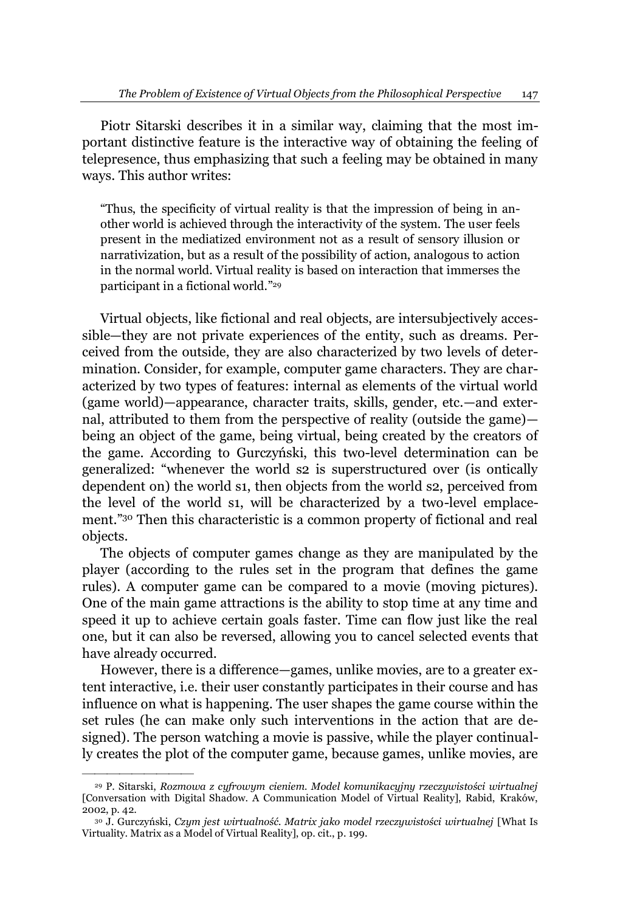Piotr Sitarski describes it in a similar way, claiming that the most important distinctive feature is the interactive way of obtaining the feeling of telepresence, thus emphasizing that such a feeling may be obtained in many ways. This author writes:

> "Thus, the specificity of virtual reality is that the impression of being in another world is achieved through the interactivity of the system. The user feels present in the mediatized environment not as a result of sensory illusion or narrativization, but as a result of the possibility of action, analogous to action in the normal world. Virtual reality is based on interaction that immerses the participant in a fictional world."[29]

Virtual objects, like fictional and real objects, are intersubjectively accessible—they are not private experiences of the entity, such as dreams. Perceived from the outside, they are also characterized by two levels of determination. Consider, for example, computer game characters. They are characterized by two types of features: internal as elements of the virtual world (game world)—appearance, character traits, skills, gender, etc.—and external, attributed to them from the perspective of reality (outside the game)—being an object of the game, being virtual, being created by the creators of the game. According to Gurczyński, this two-level determination can be generalized: "whenever the world s2 is superstructured over (is ontically dependent on) the world s1, then objects from the world s2, perceived from the level of the world s1, will be characterized by a two-level emplacement."[30] Then this characteristic is a common property of fictional and real objects.

The objects of computer games change as they are manipulated by the player (according to the rules set in the program that defines the game rules). A computer game can be compared to a movie (moving pictures). One of the main game attractions is the ability to stop time at any time and speed it up to achieve certain goals faster. Time can flow just like the real one, but it can also be reversed, allowing you to cancel selected events that have already occurred.

However, there is a difference—games, unlike movies, are to a greater extent interactive, i.e. their user constantly participates in their course and has influence on what is happening. The user shapes the game course within the set rules (he can make only such interventions in the action that are designed). The person watching a movie is passive, while the player continually creates the plot of the computer game, because games, unlike movies, are

---

[29] P. Sitarski, *Rozmowa z cyfrowym cieniem. Model komunikacyjny rzeczywistości wirtualnej* [Conversation with Digital Shadow. A Communication Model of Virtual Reality], Rabid, Kraków, 2002, p. 42.

[30] J. Gurczyński, *Czym jest wirtualność. Matrix jako model rzeczywistości wirtualnej* [What Is Virtuality. Matrix as a Model of Virtual Reality], op. cit., p. 199.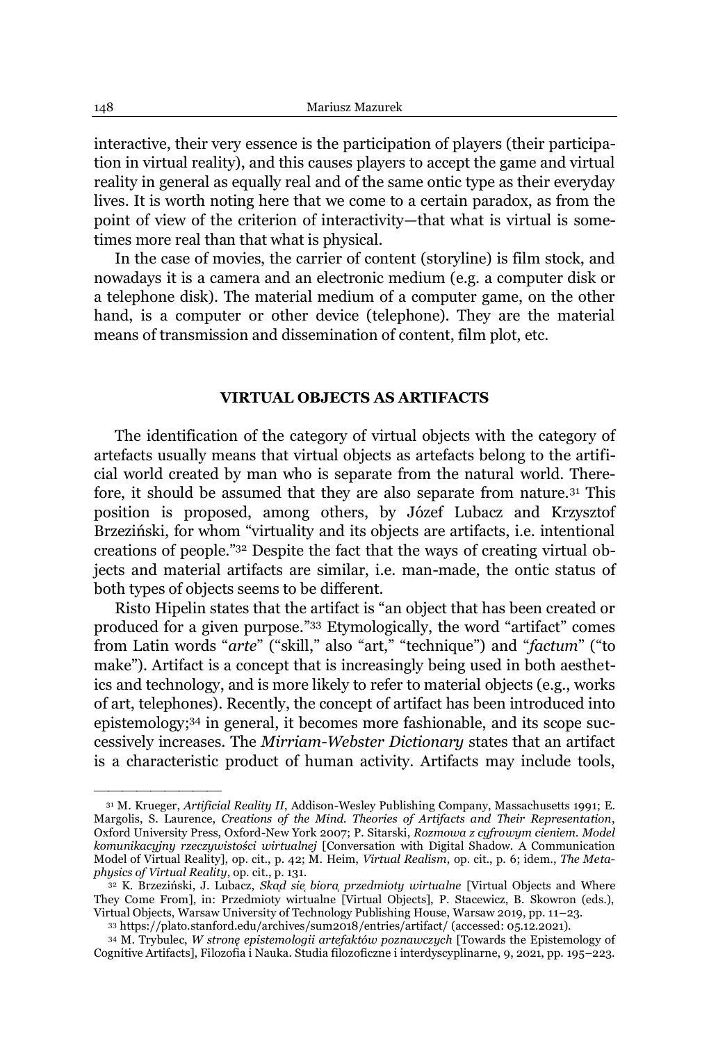interactive, their very essence is the participation of players (their participation in virtual reality), and this causes players to accept the game and virtual reality in general as equally real and of the same ontic type as their everyday lives. It is worth noting here that we come to a certain paradox, as from the point of view of the criterion of interactivity—that what is virtual is sometimes more real than that what is physical.

In the case of movies, the carrier of content (storyline) is film stock, and nowadays it is a camera and an electronic medium (e.g. a computer disk or a telephone disk). The material medium of a computer game, on the other hand, is a computer or other device (telephone). They are the material means of transmission and dissemination of content, film plot, etc.

## VIRTUAL OBJECTS AS ARTIFACTS

The identification of the category of virtual objects with the category of artefacts usually means that virtual objects as artefacts belong to the artificial world created by man who is separate from the natural world. Therefore, it should be assumed that they are also separate from nature.[31] This position is proposed, among others, by Józef Lubacz and Krzysztof Brzeziński, for whom "virtuality and its objects are artifacts, i.e. intentional creations of people."[32] Despite the fact that the ways of creating virtual objects and material artifacts are similar, i.e. man-made, the ontic status of both types of objects seems to be different.

Risto Hipelin states that the artifact is "an object that has been created or produced for a given purpose."[33] Etymologically, the word "artifact" comes from Latin words "*arte*" ("skill," also "art," "technique") and "*factum*" ("to make"). Artifact is a concept that is increasingly being used in both aesthetics and technology, and is more likely to refer to material objects (e.g., works of art, telephones). Recently, the concept of artifact has been introduced into epistemology;[34] in general, it becomes more fashionable, and its scope successively increases. The *Mirriam-Webster Dictionary* states that an artifact is a characteristic product of human activity. Artifacts may include tools,

---

[31] M. Krueger, *Artificial Reality II*, Addison-Wesley Publishing Company, Massachusetts 1991; E. Margolis, S. Laurence, *Creations of the Mind. Theories of Artifacts and Their Representation*, Oxford University Press, Oxford-New York 2007; P. Sitarski, *Rozmowa z cyfrowym cieniem. Model komunikacyjny rzeczywistości wirtualnej* [Conversation with Digital Shadow. A Communication Model of Virtual Reality], op. cit., p. 42; M. Heim, *Virtual Realism*, op. cit., p. 6; idem., *The Metaphysics of Virtual Reality*, op. cit., p. 131.

[32] K. Brzeziński, J. Lubacz, *Skąd się biorą przedmioty wirtualne* [Virtual Objects and Where They Come From], in: Przedmioty wirtualne [Virtual Objects], P. Stacewicz, B. Skowron (eds.), Virtual Objects, Warsaw University of Technology Publishing House, Warsaw 2019, pp. 11–23.

[33] https://plato.stanford.edu/archives/sum2018/entries/artifact/ (accessed: 05.12.2021).

[34] M. Trybulec, *W stronę epistemologii artefaktów poznawczych* [Towards the Epistemology of Cognitive Artifacts], Filozofia i Nauka. Studia filozoficzne i interdyscyplinarne, 9, 2021, pp. 195–223.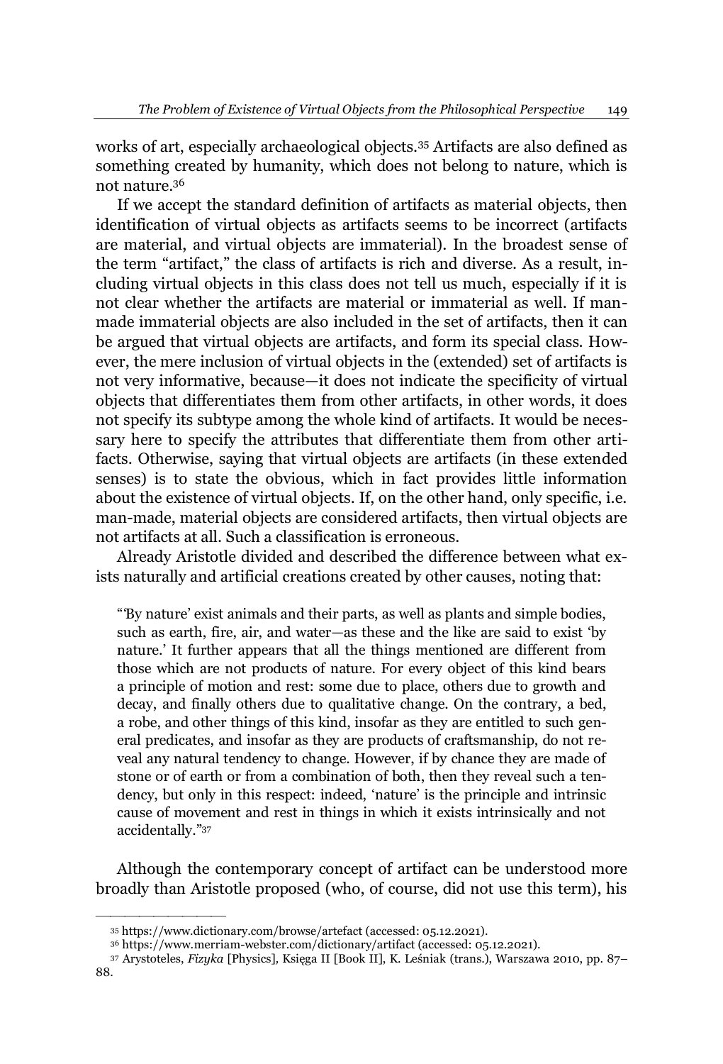works of art, especially archaeological objects.[35] Artifacts are also defined as something created by humanity, which does not belong to nature, which is not nature.[36]

If we accept the standard definition of artifacts as material objects, then identification of virtual objects as artifacts seems to be incorrect (artifacts are material, and virtual objects are immaterial). In the broadest sense of the term "artifact," the class of artifacts is rich and diverse. As a result, including virtual objects in this class does not tell us much, especially if it is not clear whether the artifacts are material or immaterial as well. If man-made immaterial objects are also included in the set of artifacts, then it can be argued that virtual objects are artifacts, and form its special class. However, the mere inclusion of virtual objects in the (extended) set of artifacts is not very informative, because—it does not indicate the specificity of virtual objects that differentiates them from other artifacts, in other words, it does not specify its subtype among the whole kind of artifacts. It would be necessary here to specify the attributes that differentiate them from other artifacts. Otherwise, saying that virtual objects are artifacts (in these extended senses) is to state the obvious, which in fact provides little information about the existence of virtual objects. If, on the other hand, only specific, i.e. man-made, material objects are considered artifacts, then virtual objects are not artifacts at all. Such a classification is erroneous.

Already Aristotle divided and described the difference between what exists naturally and artificial creations created by other causes, noting that:

> "'By nature' exist animals and their parts, as well as plants and simple bodies, such as earth, fire, air, and water—as these and the like are said to exist 'by nature.' It further appears that all the things mentioned are different from those which are not products of nature. For every object of this kind bears a principle of motion and rest: some due to place, others due to growth and decay, and finally others due to qualitative change. On the contrary, a bed, a robe, and other things of this kind, insofar as they are entitled to such general predicates, and insofar as they are products of craftsmanship, do not reveal any natural tendency to change. However, if by chance they are made of stone or of earth or from a combination of both, then they reveal such a tendency, but only in this respect: indeed, 'nature' is the principle and intrinsic cause of movement and rest in things in which it exists intrinsically and not accidentally."[37]

Although the contemporary concept of artifact can be understood more broadly than Aristotle proposed (who, of course, did not use this term), his

---

[35] https://www.dictionary.com/browse/artefact (accessed: 05.12.2021).

[36] https://www.merriam-webster.com/dictionary/artifact (accessed: 05.12.2021).

[37] Arystoteles, *Fizyka* [Physics], Księga II [Book II], K. Leśniak (trans.), Warszawa 2010, pp. 87–88.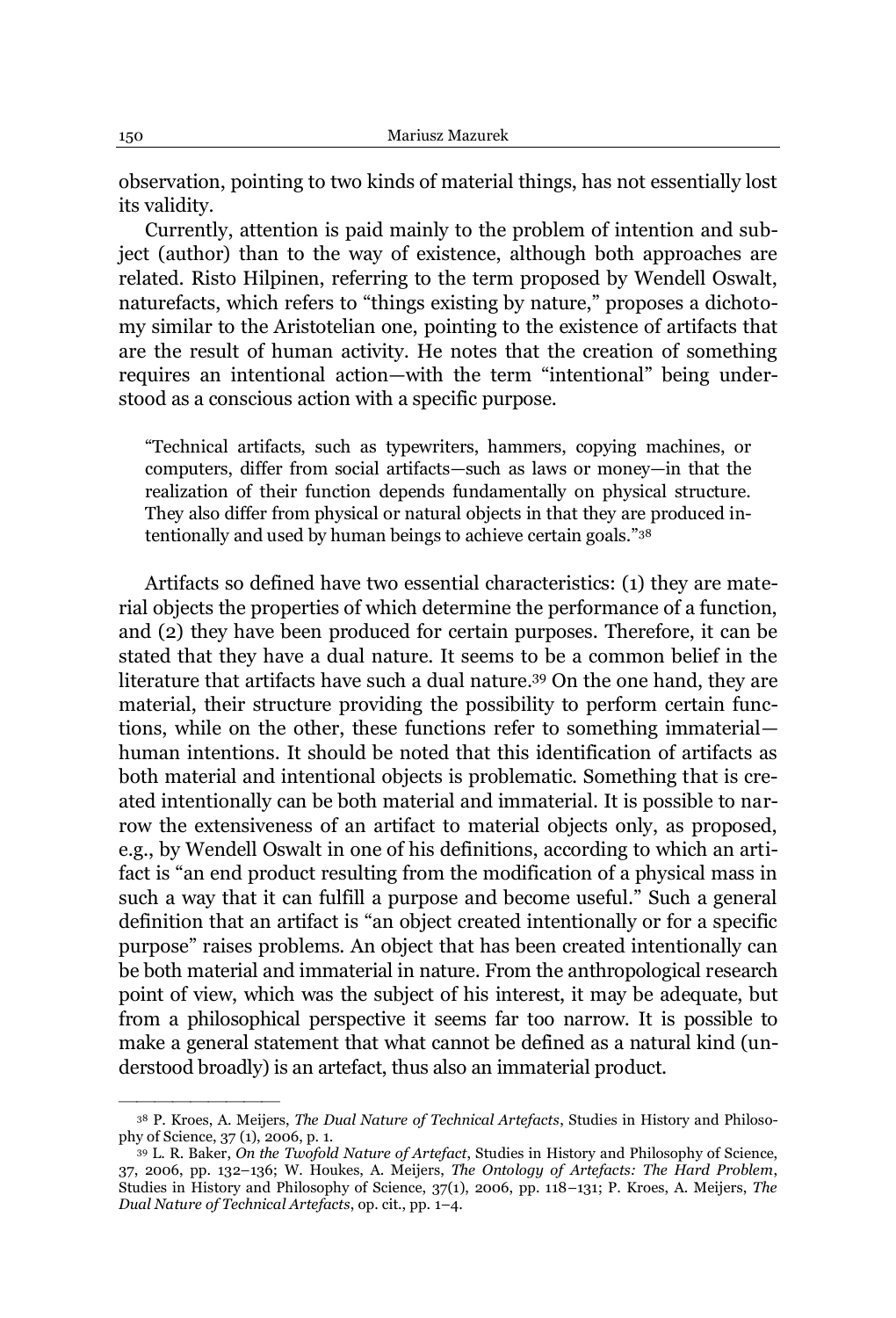observation, pointing to two kinds of material things, has not essentially lost its validity.

Currently, attention is paid mainly to the problem of intention and subject (author) than to the way of existence, although both approaches are related. Risto Hilpinen, referring to the term proposed by Wendell Oswalt, naturefacts, which refers to "things existing by nature," proposes a dichotomy similar to the Aristotelian one, pointing to the existence of artifacts that are the result of human activity. He notes that the creation of something requires an intentional action—with the term "intentional" being understood as a conscious action with a specific purpose.

> "Technical artifacts, such as typewriters, hammers, copying machines, or computers, differ from social artifacts—such as laws or money—in that the realization of their function depends fundamentally on physical structure. They also differ from physical or natural objects in that they are produced intentionally and used by human beings to achieve certain goals."[38]

Artifacts so defined have two essential characteristics: (1) they are material objects the properties of which determine the performance of a function, and (2) they have been produced for certain purposes. Therefore, it can be stated that they have a dual nature. It seems to be a common belief in the literature that artifacts have such a dual nature.[39] On the one hand, they are material, their structure providing the possibility to perform certain functions, while on the other, these functions refer to something immaterial—human intentions. It should be noted that this identification of artifacts as both material and intentional objects is problematic. Something that is created intentionally can be both material and immaterial. It is possible to narrow the extensiveness of an artifact to material objects only, as proposed, e.g., by Wendell Oswalt in one of his definitions, according to which an artifact is "an end product resulting from the modification of a physical mass in such a way that it can fulfill a purpose and become useful." Such a general definition that an artifact is "an object created intentionally or for a specific purpose" raises problems. An object that has been created intentionally can be both material and immaterial in nature. From the anthropological research point of view, which was the subject of his interest, it may be adequate, but from a philosophical perspective it seems far too narrow. It is possible to make a general statement that what cannot be defined as a natural kind (understood broadly) is an artefact, thus also an immaterial product.

---

[38] P. Kroes, A. Meijers, *The Dual Nature of Technical Artefacts*, Studies in History and Philosophy of Science, 37 (1), 2006, p. 1.

[39] L. R. Baker, *On the Twofold Nature of Artefact*, Studies in History and Philosophy of Science, 37, 2006, pp. 132–136; W. Houkes, A. Meijers, *The Ontology of Artefacts: The Hard Problem*, Studies in History and Philosophy of Science, 37(1), 2006, pp. 118–131; P. Kroes, A. Meijers, *The Dual Nature of Technical Artefacts*, op. cit., pp. 1–4.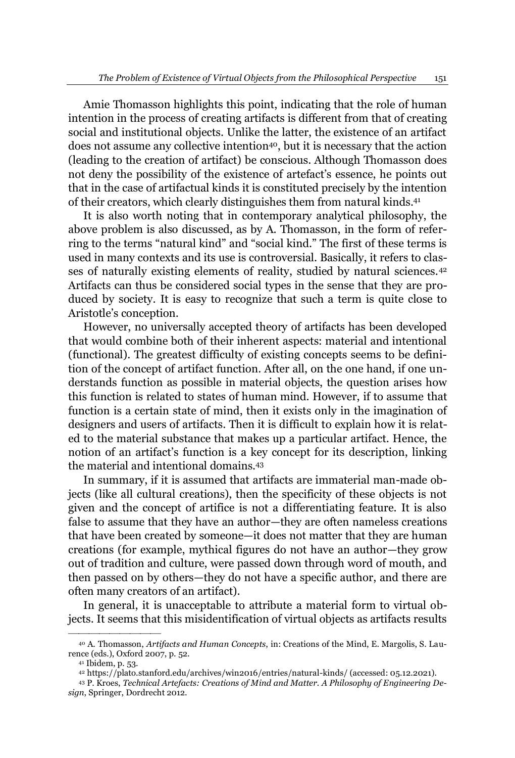Amie Thomasson highlights this point, indicating that the role of human intention in the process of creating artifacts is different from that of creating social and institutional objects. Unlike the latter, the existence of an artifact does not assume any collective intention[40], but it is necessary that the action (leading to the creation of artifact) be conscious. Although Thomasson does not deny the possibility of the existence of artefact's essence, he points out that in the case of artifactual kinds it is constituted precisely by the intention of their creators, which clearly distinguishes them from natural kinds.[41]

It is also worth noting that in contemporary analytical philosophy, the above problem is also discussed, as by A. Thomasson, in the form of referring to the terms "natural kind" and "social kind." The first of these terms is used in many contexts and its use is controversial. Basically, it refers to classes of naturally existing elements of reality, studied by natural sciences.[42] Artifacts can thus be considered social types in the sense that they are produced by society. It is easy to recognize that such a term is quite close to Aristotle's conception.

However, no universally accepted theory of artifacts has been developed that would combine both of their inherent aspects: material and intentional (functional). The greatest difficulty of existing concepts seems to be definition of the concept of artifact function. After all, on the one hand, if one understands function as possible in material objects, the question arises how this function is related to states of human mind. However, if to assume that function is a certain state of mind, then it exists only in the imagination of designers and users of artifacts. Then it is difficult to explain how it is related to the material substance that makes up a particular artifact. Hence, the notion of an artifact's function is a key concept for its description, linking the material and intentional domains.[43]

In summary, if it is assumed that artifacts are immaterial man-made objects (like all cultural creations), then the specificity of these objects is not given and the concept of artifice is not a differentiating feature. It is also false to assume that they have an author—they are often nameless creations that have been created by someone—it does not matter that they are human creations (for example, mythical figures do not have an author—they grow out of tradition and culture, were passed down through word of mouth, and then passed on by others—they do not have a specific author, and there are often many creators of an artifact).

In general, it is unacceptable to attribute a material form to virtual objects. It seems that this misidentification of virtual objects as artifacts results

---

[40] A. Thomasson, *Artifacts and Human Concepts*, in: Creations of the Mind, E. Margolis, S. Laurence (eds.), Oxford 2007, p. 52.

[41] Ibidem, p. 53.

[42] https://plato.stanford.edu/archives/win2016/entries/natural-kinds/ (accessed: 05.12.2021).

[43] P. Kroes, *Technical Artefacts: Creations of Mind and Matter. A Philosophy of Engineering Design*, Springer, Dordrecht 2012.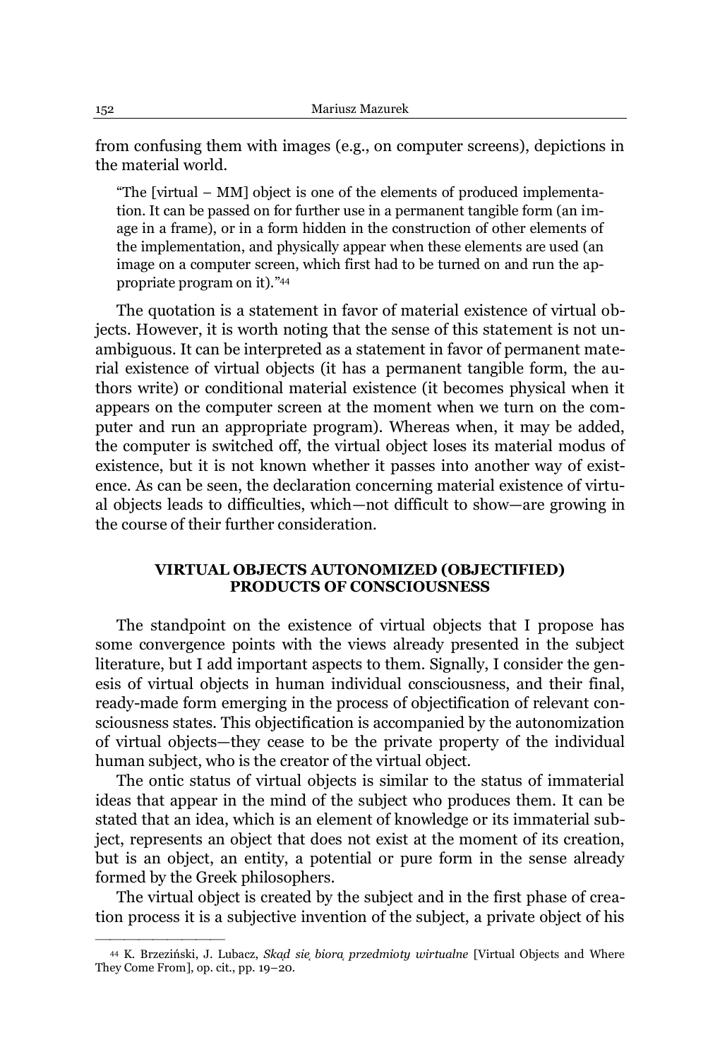from confusing them with images (e.g., on computer screens), depictions in the material world.

> "The [virtual – MM] object is one of the elements of produced implementation. It can be passed on for further use in a permanent tangible form (an image in a frame), or in a form hidden in the construction of other elements of the implementation, and physically appear when these elements are used (an image on a computer screen, which first had to be turned on and run the appropriate program on it)."[44]

The quotation is a statement in favor of material existence of virtual objects. However, it is worth noting that the sense of this statement is not unambiguous. It can be interpreted as a statement in favor of permanent material existence of virtual objects (it has a permanent tangible form, the authors write) or conditional material existence (it becomes physical when it appears on the computer screen at the moment when we turn on the computer and run an appropriate program). Whereas when, it may be added, the computer is switched off, the virtual object loses its material modus of existence, but it is not known whether it passes into another way of existence. As can be seen, the declaration concerning material existence of virtual objects leads to difficulties, which—not difficult to show—are growing in the course of their further consideration.

## VIRTUAL OBJECTS AUTONOMIZED (OBJECTIFIED) PRODUCTS OF CONSCIOUSNESS

The standpoint on the existence of virtual objects that I propose has some convergence points with the views already presented in the subject literature, but I add important aspects to them. Signally, I consider the genesis of virtual objects in human individual consciousness, and their final, ready-made form emerging in the process of objectification of relevant consciousness states. This objectification is accompanied by the autonomization of virtual objects—they cease to be the private property of the individual human subject, who is the creator of the virtual object.

The ontic status of virtual objects is similar to the status of immaterial ideas that appear in the mind of the subject who produces them. It can be stated that an idea, which is an element of knowledge or its immaterial subject, represents an object that does not exist at the moment of its creation, but is an object, an entity, a potential or pure form in the sense already formed by the Greek philosophers.

The virtual object is created by the subject and in the first phase of creation process it is a subjective invention of the subject, a private object of his

---

[44] K. Brzeziński, J. Lubacz, *Skąd się biorą przedmioty wirtualne* [Virtual Objects and Where They Come From], op. cit., pp. 19–20.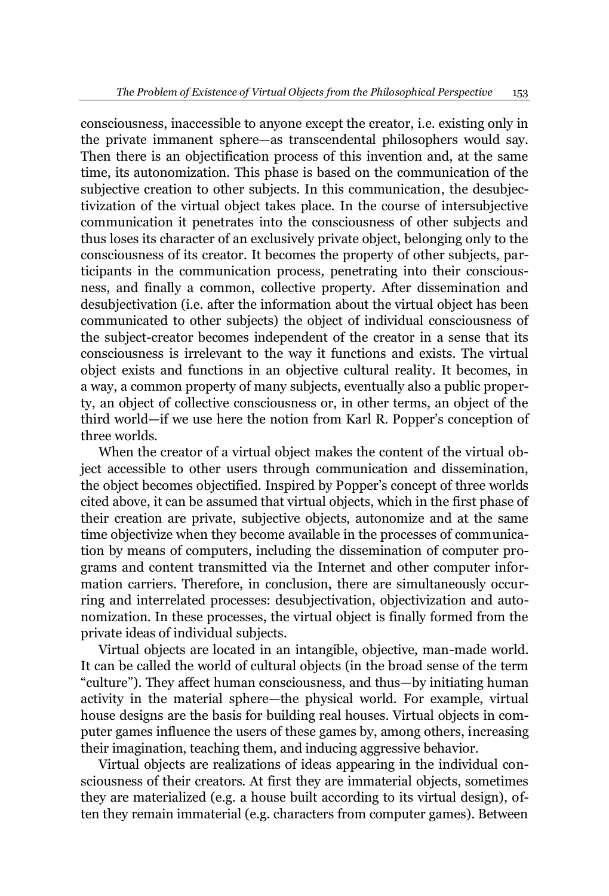consciousness, inaccessible to anyone except the creator, i.e. existing only in the private immanent sphere—as transcendental philosophers would say. Then there is an objectification process of this invention and, at the same time, its autonomization. This phase is based on the communication of the subjective creation to other subjects. In this communication, the desubjectivization of the virtual object takes place. In the course of intersubjective communication it penetrates into the consciousness of other subjects and thus loses its character of an exclusively private object, belonging only to the consciousness of its creator. It becomes the property of other subjects, participants in the communication process, penetrating into their consciousness, and finally a common, collective property. After dissemination and desubjectivation (i.e. after the information about the virtual object has been communicated to other subjects) the object of individual consciousness of the subject-creator becomes independent of the creator in a sense that its consciousness is irrelevant to the way it functions and exists. The virtual object exists and functions in an objective cultural reality. It becomes, in a way, a common property of many subjects, eventually also a public property, an object of collective consciousness or, in other terms, an object of the third world—if we use here the notion from Karl R. Popper's conception of three worlds.

When the creator of a virtual object makes the content of the virtual object accessible to other users through communication and dissemination, the object becomes objectified. Inspired by Popper's concept of three worlds cited above, it can be assumed that virtual objects, which in the first phase of their creation are private, subjective objects, autonomize and at the same time objectivize when they become available in the processes of communication by means of computers, including the dissemination of computer programs and content transmitted via the Internet and other computer information carriers. Therefore, in conclusion, there are simultaneously occurring and interrelated processes: desubjectivation, objectivization and autonomization. In these processes, the virtual object is finally formed from the private ideas of individual subjects.

Virtual objects are located in an intangible, objective, man-made world. It can be called the world of cultural objects (in the broad sense of the term "culture"). They affect human consciousness, and thus—by initiating human activity in the material sphere—the physical world. For example, virtual house designs are the basis for building real houses. Virtual objects in computer games influence the users of these games by, among others, increasing their imagination, teaching them, and inducing aggressive behavior.

Virtual objects are realizations of ideas appearing in the individual consciousness of their creators. At first they are immaterial objects, sometimes they are materialized (e.g. a house built according to its virtual design), often they remain immaterial (e.g. characters from computer games). Between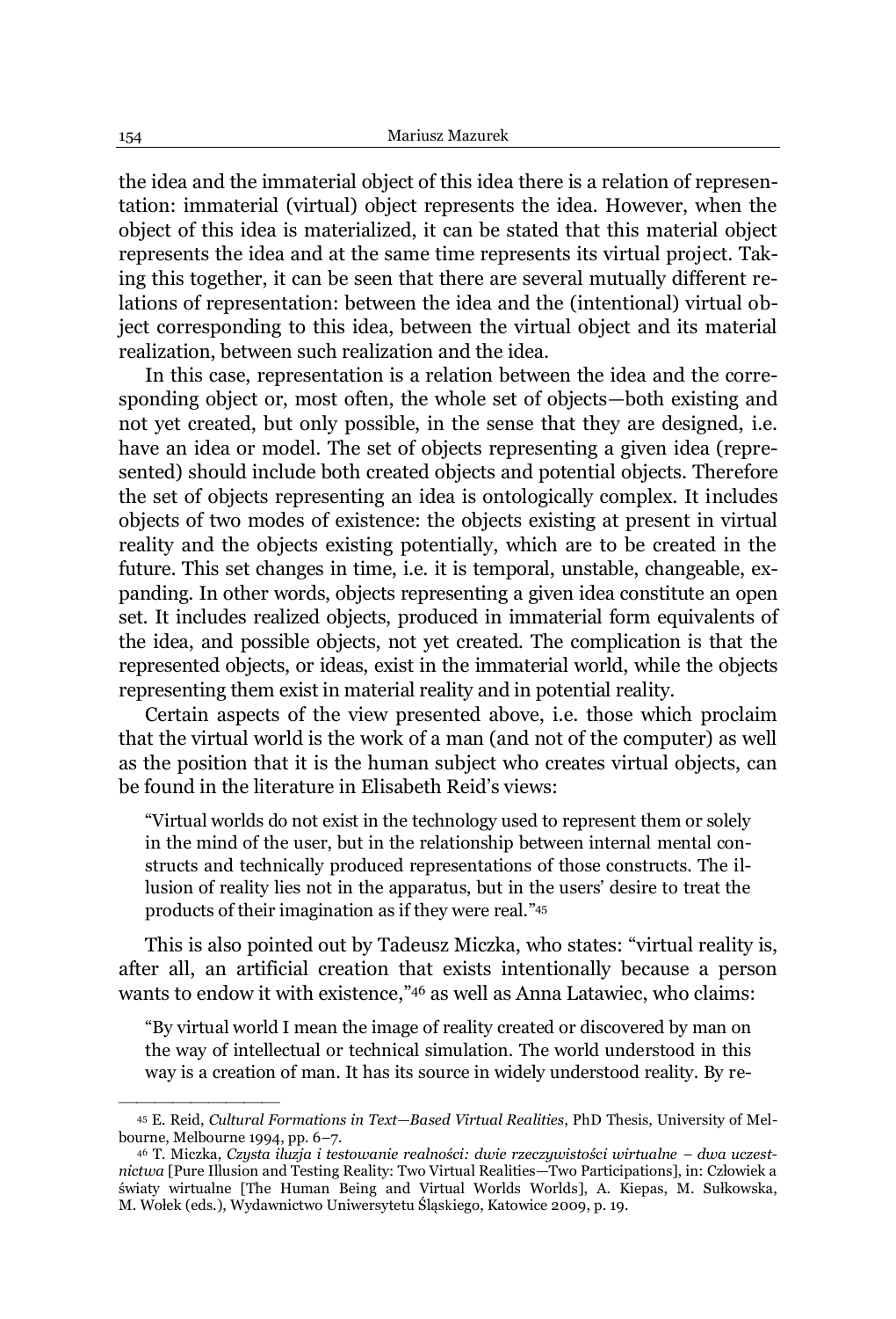the idea and the immaterial object of this idea there is a relation of representation: immaterial (virtual) object represents the idea. However, when the object of this idea is materialized, it can be stated that this material object represents the idea and at the same time represents its virtual project. Taking this together, it can be seen that there are several mutually different relations of representation: between the idea and the (intentional) virtual object corresponding to this idea, between the virtual object and its material realization, between such realization and the idea.

In this case, representation is a relation between the idea and the corresponding object or, most often, the whole set of objects—both existing and not yet created, but only possible, in the sense that they are designed, i.e. have an idea or model. The set of objects representing a given idea (represented) should include both created objects and potential objects. Therefore the set of objects representing an idea is ontologically complex. It includes objects of two modes of existence: the objects existing at present in virtual reality and the objects existing potentially, which are to be created in the future. This set changes in time, i.e. it is temporal, unstable, changeable, expanding. In other words, objects representing a given idea constitute an open set. It includes realized objects, produced in immaterial form equivalents of the idea, and possible objects, not yet created. The complication is that the represented objects, or ideas, exist in the immaterial world, while the objects representing them exist in material reality and in potential reality.

Certain aspects of the view presented above, i.e. those which proclaim that the virtual world is the work of a man (and not of the computer) as well as the position that it is the human subject who creates virtual objects, can be found in the literature in Elisabeth Reid's views:

> "Virtual worlds do not exist in the technology used to represent them or solely in the mind of the user, but in the relationship between internal mental constructs and technically produced representations of those constructs. The illusion of reality lies not in the apparatus, but in the users' desire to treat the products of their imagination as if they were real."[45]

This is also pointed out by Tadeusz Miczka, who states: "virtual reality is, after all, an artificial creation that exists intentionally because a person wants to endow it with existence,"[46] as well as Anna Latawiec, who claims:

> "By virtual world I mean the image of reality created or discovered by man on the way of intellectual or technical simulation. The world understood in this way is a creation of man. It has its source in widely understood reality. By re-

---

[45] E. Reid, *Cultural Formations in Text—Based Virtual Realities*, PhD Thesis, University of Melbourne, Melbourne 1994, pp. 6–7.

[46] T. Miczka, *Czysta iluzja i testowanie realności: dwie rzeczywistości wirtualne – dwa uczestnictwa* [Pure Illusion and Testing Reality: Two Virtual Realities—Two Participations], in: Człowiek a światy wirtualne [The Human Being and Virtual Worlds Worlds], A. Kiepas, M. Sułkowska, M. Wołek (eds.), Wydawnictwo Uniwersytetu Śląskiego, Katowice 2009, p. 19.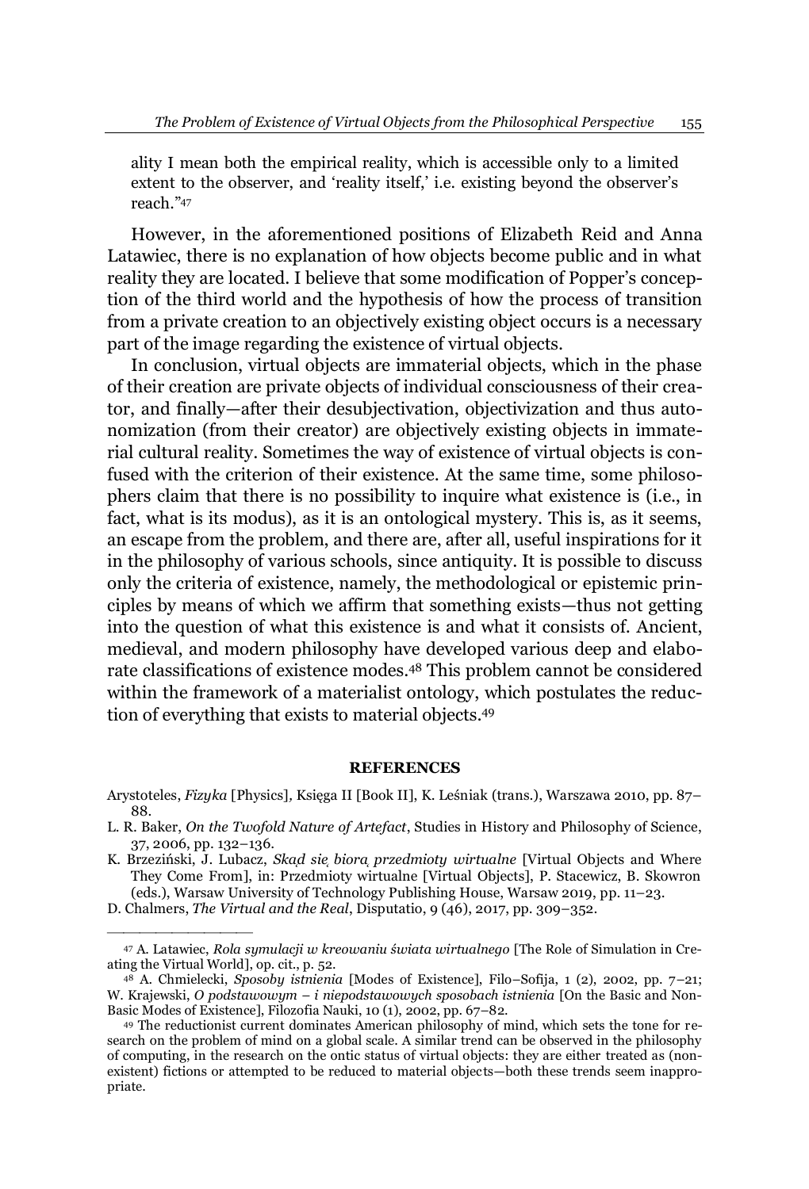ality I mean both the empirical reality, which is accessible only to a limited extent to the observer, and 'reality itself,' i.e. existing beyond the observer's reach."[47]

However, in the aforementioned positions of Elizabeth Reid and Anna Latawiec, there is no explanation of how objects become public and in what reality they are located. I believe that some modification of Popper's conception of the third world and the hypothesis of how the process of transition from a private creation to an objectively existing object occurs is a necessary part of the image regarding the existence of virtual objects.

In conclusion, virtual objects are immaterial objects, which in the phase of their creation are private objects of individual consciousness of their creator, and finally—after their desubjectivation, objectivization and thus autonomization (from their creator) are objectively existing objects in immaterial cultural reality. Sometimes the way of existence of virtual objects is confused with the criterion of their existence. At the same time, some philosophers claim that there is no possibility to inquire what existence is (i.e., in fact, what is its modus), as it is an ontological mystery. This is, as it seems, an escape from the problem, and there are, after all, useful inspirations for it in the philosophy of various schools, since antiquity. It is possible to discuss only the criteria of existence, namely, the methodological or epistemic principles by means of which we affirm that something exists—thus not getting into the question of what this existence is and what it consists of. Ancient, medieval, and modern philosophy have developed various deep and elaborate classifications of existence modes.[48] This problem cannot be considered within the framework of a materialist ontology, which postulates the reduction of everything that exists to material objects.[49]

## REFERENCES

Arystoteles, *Fizyka* [Physics], Księga II [Book II], K. Leśniak (trans.), Warszawa 2010, pp. 87–88.

L. R. Baker, *On the Twofold Nature of Artefact*, Studies in History and Philosophy of Science, 37, 2006, pp. 132–136.

K. Brzeziński, J. Lubacz, *Skąd się biorą przedmioty wirtualne* [Virtual Objects and Where They Come From], in: Przedmioty wirtualne [Virtual Objects], P. Stacewicz, B. Skowron (eds.), Warsaw University of Technology Publishing House, Warsaw 2019, pp. 11–23.

D. Chalmers, *The Virtual and the Real*, Disputatio, 9 (46), 2017, pp. 309–352.

---

[47] A. Latawiec, *Rola symulacji w kreowaniu świata wirtualnego* [The Role of Simulation in Creating the Virtual World], op. cit., p. 52.

[48] A. Chmielecki, *Sposoby istnienia* [Modes of Existence], Filo–Sofija, 1 (2), 2002, pp. 7–21; W. Krajewski, *O podstawowym – i niepodstawowych sposobach istnienia* [On the Basic and Non-Basic Modes of Existence], Filozofia Nauki, 10 (1), 2002, pp. 67–82.

[49] The reductionist current dominates American philosophy of mind, which sets the tone for research on the problem of mind on a global scale. A similar trend can be observed in the philosophy of computing, in the research on the ontic status of virtual objects: they are either treated as (non-existent) fictions or attempted to be reduced to material objects—both these trends seem inappropriate.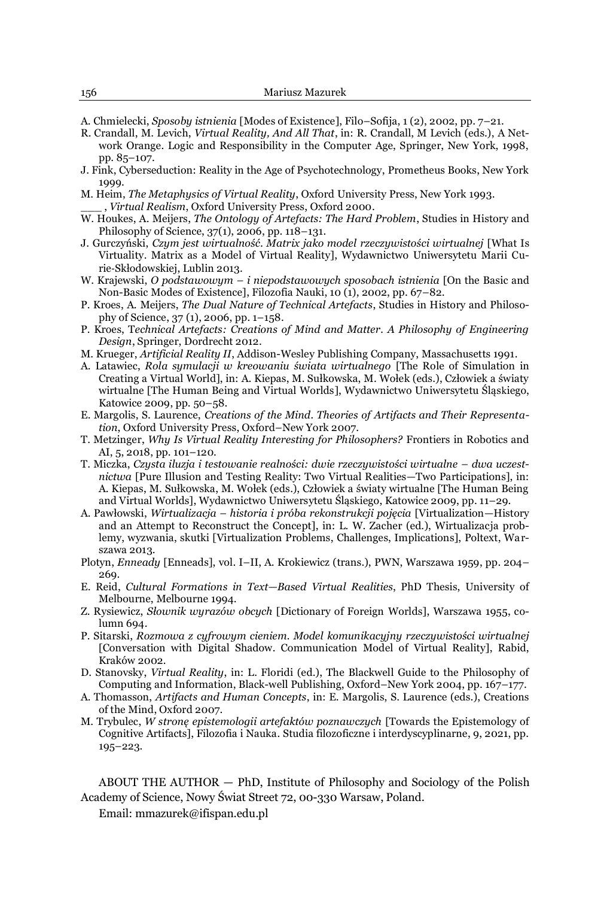A. Chmielecki, *Sposoby istnienia* [Modes of Existence], Filo–Sofija, 1 (2), 2002, pp. 7–21.

R. Crandall, M. Levich, *Virtual Reality, And All That*, in: R. Crandall, M Levich (eds.), A Network Orange. Logic and Responsibility in the Computer Age, Springer, New York, 1998, pp. 85–107.

J. Fink, Cyberseduction: Reality in the Age of Psychotechnology, Prometheus Books, New York 1999.

M. Heim, *The Metaphysics of Virtual Reality*, Oxford University Press, New York 1993.

___ , *Virtual Realism*, Oxford University Press, Oxford 2000.

W. Houkes, A. Meijers, *The Ontology of Artefacts: The Hard Problem*, Studies in History and Philosophy of Science, 37(1), 2006, pp. 118–131.

J. Gurczyński, *Czym jest wirtualność. Matrix jako model rzeczywistości wirtualnej* [What Is Virtuality. Matrix as a Model of Virtual Reality], Wydawnictwo Uniwersytetu Marii Curie-Skłodowskiej, Lublin 2013.

W. Krajewski, *O podstawowym – i niepodstawowych sposobach istnienia* [On the Basic and Non-Basic Modes of Existence], Filozofia Nauki, 10 (1), 2002, pp. 67–82.

P. Kroes, A. Meijers, *The Dual Nature of Technical Artefacts*, Studies in History and Philosophy of Science, 37 (1), 2006, pp. 1–158.

P. Kroes, T*echnical Artefacts: Creations of Mind and Matter. A Philosophy of Engineering Design*, Springer, Dordrecht 2012.

M. Krueger, *Artificial Reality II*, Addison-Wesley Publishing Company, Massachusetts 1991.

A. Latawiec, *Rola symulacji w kreowaniu świata wirtualnego* [The Role of Simulation in Creating a Virtual World], in: A. Kiepas, M. Sułkowska, M. Wołek (eds.), Człowiek a światy wirtualne [The Human Being and Virtual Worlds], Wydawnictwo Uniwersytetu Śląskiego, Katowice 2009, pp. 50–58.

E. Margolis, S. Laurence, *Creations of the Mind. Theories of Artifacts and Their Representation*, Oxford University Press, Oxford–New York 2007.

T. Metzinger, *Why Is Virtual Reality Interesting for Philosophers?* Frontiers in Robotics and AI, 5, 2018, pp. 101–120.

T. Miczka, *Czysta iluzja i testowanie realności: dwie rzeczywistości wirtualne – dwa uczestnictwa* [Pure Illusion and Testing Reality: Two Virtual Realities—Two Participations], in: A. Kiepas, M. Sułkowska, M. Wołek (eds.), Człowiek a światy wirtualne [The Human Being and Virtual Worlds], Wydawnictwo Uniwersytetu Śląskiego, Katowice 2009, pp. 11–29.

A. Pawłowski, *Wirtualizacja – historia i próba rekonstrukcji pojęcia* [Virtualization—History and an Attempt to Reconstruct the Concept], in: L. W. Zacher (ed.), Wirtualizacja problemy, wyzwania, skutki [Virtualization Problems, Challenges, Implications], Poltext, Warszawa 2013.

Plotyn, *Enneady* [Enneads], vol. I–II, A. Krokiewicz (trans.), PWN, Warszawa 1959, pp. 204–269.

E. Reid, *Cultural Formations in Text—Based Virtual Realities*, PhD Thesis, University of Melbourne, Melbourne 1994.

Z. Rysiewicz, *Słownik wyrazów obcych* [Dictionary of Foreign Worlds], Warszawa 1955, column 694.

P. Sitarski, *Rozmowa z cyfrowym cieniem. Model komunikacyjny rzeczywistości wirtualnej* [Conversation with Digital Shadow. Communication Model of Virtual Reality], Rabid, Kraków 2002.

D. Stanovsky, *Virtual Reality*, in: L. Floridi (ed.), The Blackwell Guide to the Philosophy of Computing and Information, Black-well Publishing, Oxford–New York 2004, pp. 167–177.

A. Thomasson, *Artifacts and Human Concepts*, in: E. Margolis, S. Laurence (eds.), Creations of the Mind, Oxford 2007.

M. Trybulec, *W stronę epistemologii artefaktów poznawczych* [Towards the Epistemology of Cognitive Artifacts], Filozofia i Nauka. Studia filozoficzne i interdyscyplinarne, 9, 2021, pp. 195–223.

ABOUT THE AUTHOR — PhD, Institute of Philosophy and Sociology of the Polish Academy of Science, Nowy Świat Street 72, 00-330 Warsaw, Poland.

Email: mmazurek@ifispan.edu.pl